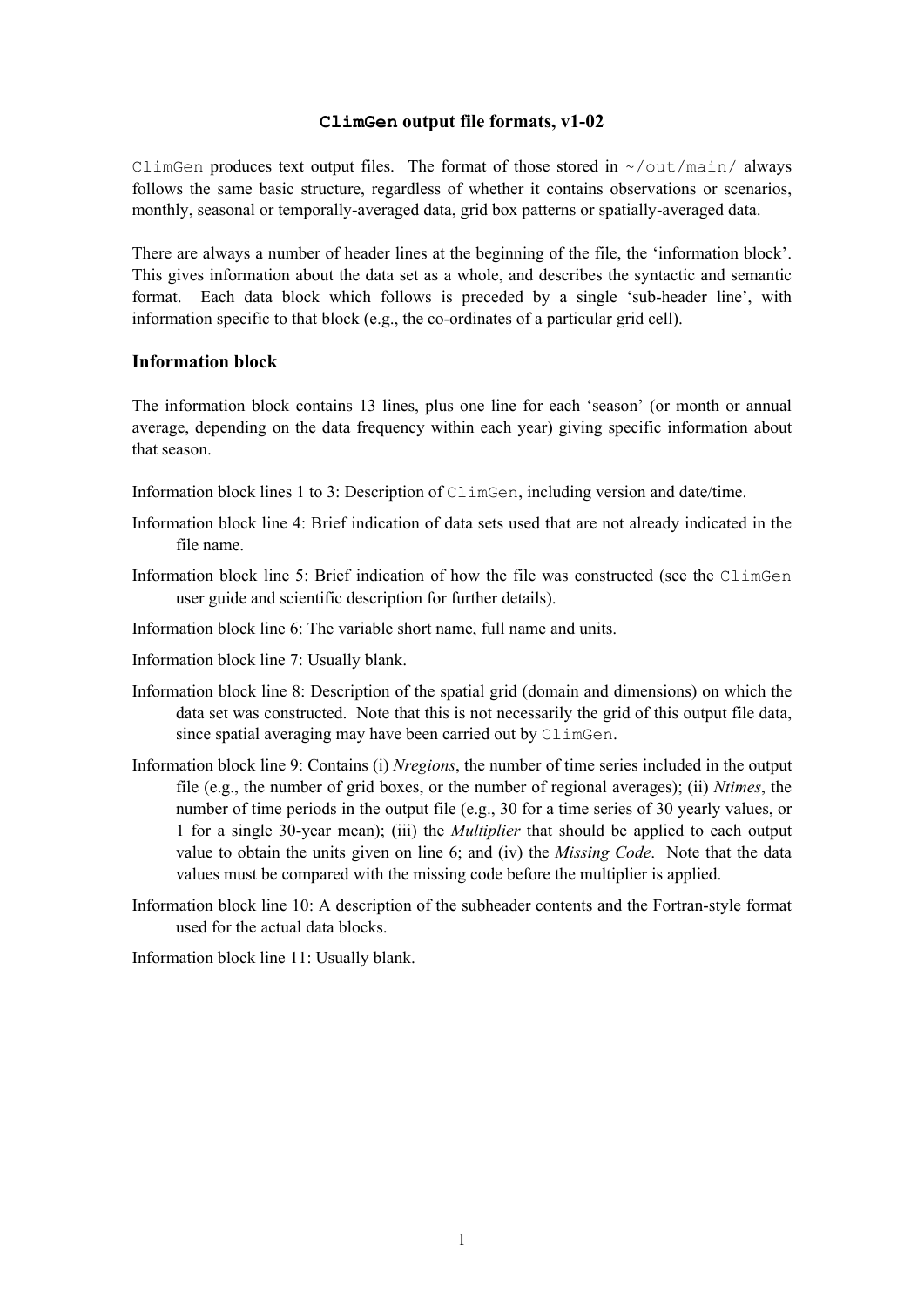# **ClimGen output file formats, v1-02**

`ClimGen` produces text output files. The format of those stored in `~/out/main/` always follows the same basic structure, regardless of whether it contains observations or scenarios, monthly, seasonal or temporally-averaged data, grid box patterns or spatially-averaged data.

There are always a number of header lines at the beginning of the file, the 'information block'. This gives information about the data set as a whole, and describes the syntactic and semantic format. Each data block which follows is preceded by a single 'sub-header line', with information specific to that block (e.g., the co-ordinates of a particular grid cell).

## Information block

The information block contains 13 lines, plus one line for each 'season' (or month or annual average, depending on the data frequency within each year) giving specific information about that season.

Information block lines 1 to 3: Description of `ClimGen`, including version and date/time.

Information block line 4: Brief indication of data sets used that are not already indicated in the file name.

Information block line 5: Brief indication of how the file was constructed (see the `ClimGen` user guide and scientific description for further details).

Information block line 6: The variable short name, full name and units.

Information block line 7: Usually blank.

Information block line 8: Description of the spatial grid (domain and dimensions) on which the data set was constructed. Note that this is not necessarily the grid of this output file data, since spatial averaging may have been carried out by `ClimGen`.

Information block line 9: Contains (i) *Nregions*, the number of time series included in the output file (e.g., the number of grid boxes, or the number of regional averages); (ii) *Ntimes*, the number of time periods in the output file (e.g., 30 for a time series of 30 yearly values, or 1 for a single 30-year mean); (iii) the *Multiplier* that should be applied to each output value to obtain the units given on line 6; and (iv) the *Missing Code*. Note that the data values must be compared with the missing code before the multiplier is applied.

Information block line 10: A description of the subheader contents and the Fortran-style format used for the actual data blocks.

Information block line 11: Usually blank.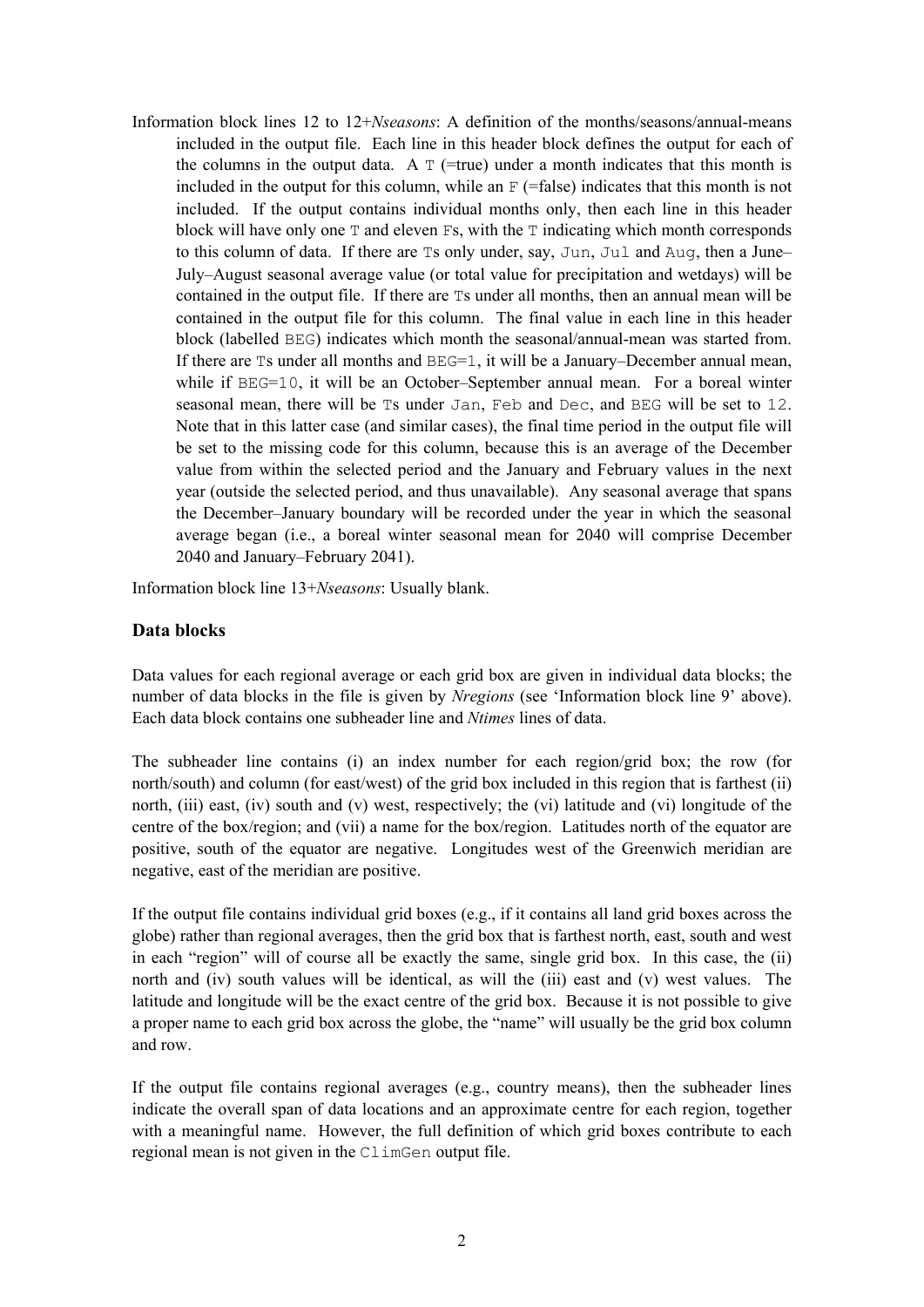Information block lines 12 to 12+*Nseasons*: A definition of the months/seasons/annual-means included in the output file. Each line in this header block defines the output for each of the columns in the output data. A `T` (=true) under a month indicates that this month is included in the output for this column, while an `F` (=false) indicates that this month is not included. If the output contains individual months only, then each line in this header block will have only one `T` and eleven `F`s, with the `T` indicating which month corresponds to this column of data. If there are `T`s only under, say, `Jun`, `Jul` and `Aug`, then a June–July–August seasonal average value (or total value for precipitation and wetdays) will be contained in the output file. If there are `T`s under all months, then an annual mean will be contained in the output file for this column. The final value in each line in this header block (labelled `BEG`) indicates which month the seasonal/annual-mean was started from. If there are `T`s under all months and `BEG=1`, it will be a January–December annual mean, while if `BEG=10`, it will be an October–September annual mean. For a boreal winter seasonal mean, there will be `T`s under `Jan`, `Feb` and `Dec`, and `BEG` will be set to `12`. Note that in this latter case (and similar cases), the final time period in the output file will be set to the missing code for this column, because this is an average of the December value from within the selected period and the January and February values in the next year (outside the selected period, and thus unavailable). Any seasonal average that spans the December–January boundary will be recorded under the year in which the seasonal average began (i.e., a boreal winter seasonal mean for 2040 will comprise December 2040 and January–February 2041).

Information block line 13+*Nseasons*: Usually blank.

### Data blocks

Data values for each regional average or each grid box are given in individual data blocks; the number of data blocks in the file is given by *Nregions* (see 'Information block line 9' above). Each data block contains one subheader line and *Ntimes* lines of data.

The subheader line contains (i) an index number for each region/grid box; the row (for north/south) and column (for east/west) of the grid box included in this region that is farthest (ii) north, (iii) east, (iv) south and (v) west, respectively; the (vi) latitude and (vi) longitude of the centre of the box/region; and (vii) a name for the box/region. Latitudes north of the equator are positive, south of the equator are negative. Longitudes west of the Greenwich meridian are negative, east of the meridian are positive.

If the output file contains individual grid boxes (e.g., if it contains all land grid boxes across the globe) rather than regional averages, then the grid box that is farthest north, east, south and west in each "region" will of course all be exactly the same, single grid box. In this case, the (ii) north and (iv) south values will be identical, as will the (iii) east and (v) west values. The latitude and longitude will be the exact centre of the grid box. Because it is not possible to give a proper name to each grid box across the globe, the "name" will usually be the grid box column and row.

If the output file contains regional averages (e.g., country means), then the subheader lines indicate the overall span of data locations and an approximate centre for each region, together with a meaningful name. However, the full definition of which grid boxes contribute to each regional mean is not given in the `ClimGen` output file.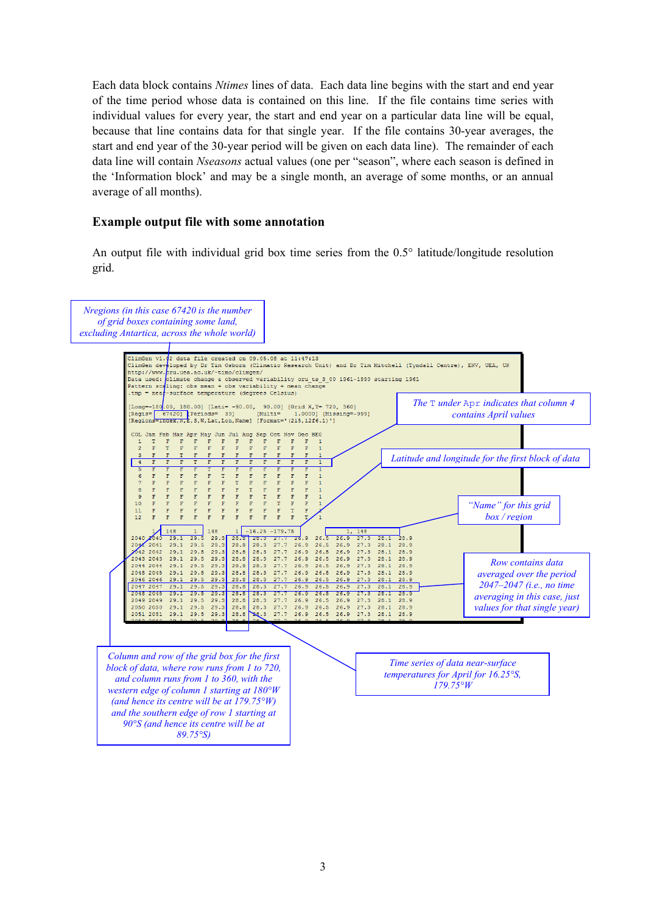Each data block contains *Ntimes* lines of data. Each data line begins with the start and end year of the time period whose data is contained on this line. If the file contains time series with individual values for every year, the start and end year on a particular data line will be equal, because that line contains data for that single year. If the file contains 30-year averages, the start and end year of the 30-year period will be given on each data line). The remainder of each data line will contain *Nseasons* actual values (one per "season", where each season is defined in the 'Information block' and may be a single month, an average of some months, or an annual average of all months).

### Example output file with some annotation

An output file with individual grid box time series from the 0.5° latitude/longitude resolution grid.

```
ClimGen v1.02 data file created on 09.05.08 at 11:47:13
ClimGen developed by Dr Tim Osborn (Climatic Research Unit) and Dr Tim Mitchell (Tyndall Centre), ENV, UEA, UK
http://www.cru.uea.ac.uk/~timo/climgen/
Data used: climate change & observed variability cru_ts_3_00 1961-1990 starting 1961
Pattern scaling: obs mean + obs variability + mean change
.tmp = near-surface temperature (degrees Celsius)

[Long=-180.00, 180.00] [Lati= -90.00,  90.00] [Grid X,Y= 720, 360]
[Regis=   67420] [Periods=  30]      [Multi=    1.0000] [Missing=-999]
[Regions=Index,N,E,S,W,Lat,Lon,Name] [Format='(2i5,12f6.1)']

 COL Jan Feb Mar Apr May Jun Jul Aug Sep Oct Nov Dec BEG
   1  T   F   F   F   F   F   F   F   F   F   F   F   1
   2  F   T   F   F   F   F   F   F   F   F   F   F   1
   3  F   F   T   F   F   F   F   F   F   F   F   F   1
   4  F   F   F   T   F   F   F   F   F   F   F   F   1
   5  F   F   F   F   T   F   F   F   F   F   F   F   1
   6  F   F   F   F   F   T   F   F   F   F   F   F   1
   7  F   F   F   F   F   F   T   F   F   F   F   F   1
   8  F   F   F   F   F   F   F   T   F   F   F   F   1
   9  F   F   F   F   F   F   F   F   T   F   F   F   1
  10  F   F   F   F   F   F   F   F   F   T   F   F   1
  11  F   F   F   F   F   F   F   F   F   F   T   F   1
  12  F   F   F   F   F   F   F   F   F   F   F   T   1

    1   148     1   148     1  -16.25 -179.75      1, 148
 2040 2040  29.1  29.5  29.3  28.8  28.3  27.7  26.9  26.5  26.9  27.3  28.1  28.9
 2041 2041  29.1  29.5  29.3  28.8  28.3  27.7  26.9  26.5  26.9  27.3  28.1  28.9
 2042 2042  29.1  29.5  29.3  28.8  28.3  27.7  26.9  26.5  26.9  27.3  28.1  28.9
 2043 2043  29.1  29.5  29.3  28.8  28.3  27.7  26.9  26.5  26.9  27.3  28.1  28.9
 2044 2044  29.1  29.5  29.3  28.8  28.3  27.7  26.9  26.5  26.9  27.3  28.1  28.9
 2045 2045  29.1  29.5  29.3  28.8  28.3  27.7  26.9  26.5  26.9  27.3  28.1  28.9
 2046 2046  29.1  29.5  29.3  28.8  28.3  27.7  26.9  26.5  26.9  27.3  28.1  28.9
 2047 2047  29.1  29.5  29.3  28.8  28.3  27.7  26.9  26.5  26.9  27.3  28.1  28.9
 2048 2048  29.1  29.5  29.3  28.8  28.3  27.7  26.9  26.5  26.9  27.3  28.1  28.9
 2049 2049  29.1  29.5  29.3  28.8  28.3  27.7  26.9  26.5  26.9  27.3  28.1  28.9
 2050 2050  29.1  29.5  29.3  28.8  28.3  27.7  26.9  26.5  26.9  27.3  28.1  28.9
 2051 2051  29.1  29.5  29.3  28.8  28.3  27.7  26.9  26.5  26.9  27.3  28.1  28.9
```

*Nregions (in this case 67420 is the number of grid boxes containing some land, excluding Antartica, across the whole world)*

*The T under Apr indicates that column 4 contains April values*

*Latitude and longitude for the first block of data*

*"Name" for this grid box / region*

*Row contains data averaged over the period 2047–2047 (i.e., no time averaging in this case, just values for that single year)*

*Column and row of the grid box for the first block of data, where row runs from 1 to 720, and column runs from 1 to 360, with the western edge of column 1 starting at 180°W (and hence its centre will be at 179.75°W) and the southern edge of row 1 starting at 90°S (and hence its centre will be at 89.75°S)*

*Time series of data near-surface temperatures for April for 16.25°S, 179.75°W*